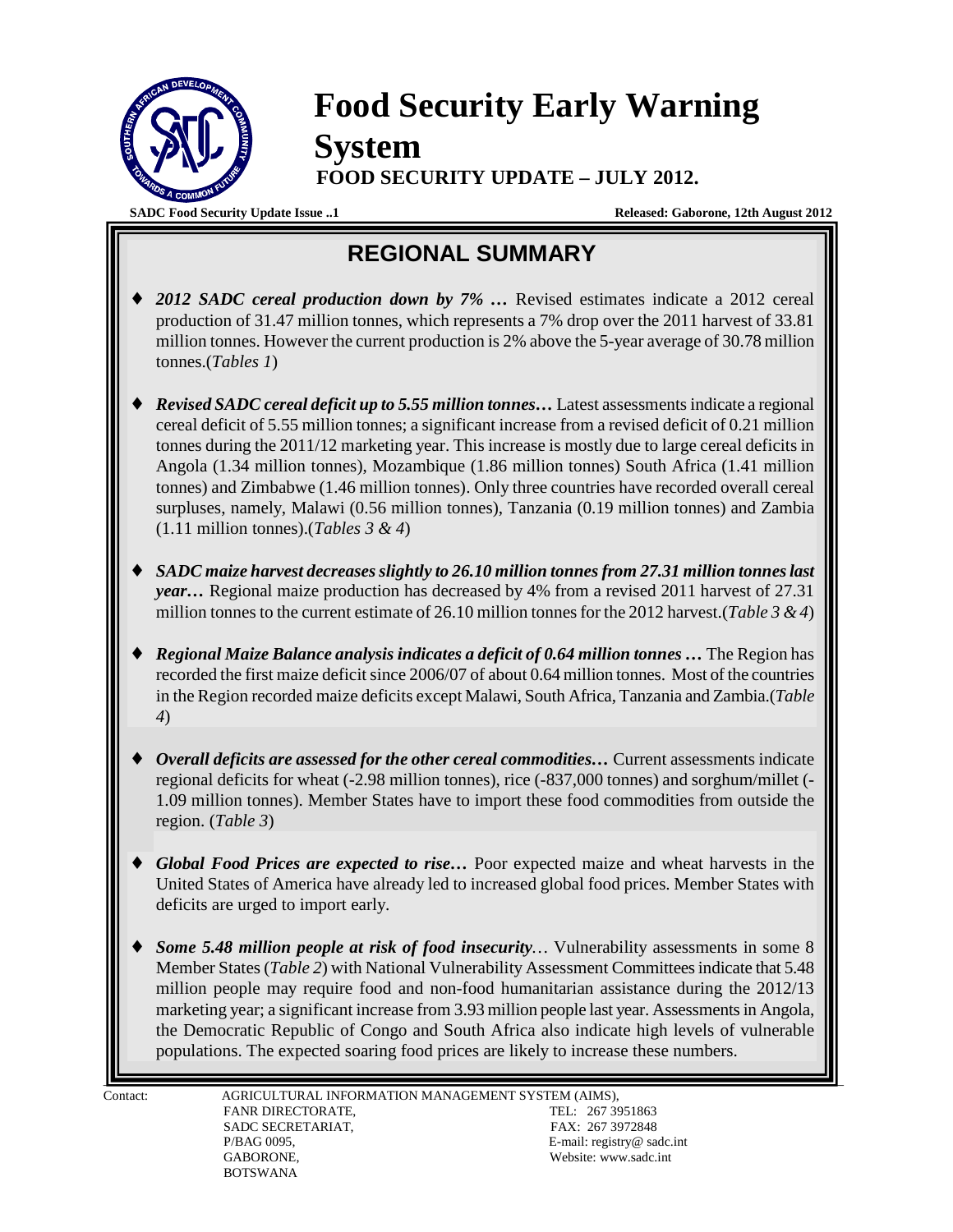# Food Security Early Warning System

**FOOD SECURITY UPDATE – JULY 2012.**

**SADC Food Security Update Issue ..1** **Released: Gaborone, 12th August 2012**

## REGIONAL SUMMARY

- ***2012 SADC cereal production down by 7% …*** Revised estimates indicate a 2012 cereal production of 31.47 million tonnes, which represents a 7% drop over the 2011 harvest of 33.81 million tonnes. However the current production is 2% above the 5-year average of 30.78 million tonnes.(*Tables 1*)

- ***Revised SADC cereal deficit up to 5.55 million tonnes…*** Latest assessments indicate a regional cereal deficit of 5.55 million tonnes; a significant increase from a revised deficit of 0.21 million tonnes during the 2011/12 marketing year. This increase is mostly due to large cereal deficits in Angola (1.34 million tonnes), Mozambique (1.86 million tonnes) South Africa (1.41 million tonnes) and Zimbabwe (1.46 million tonnes). Only three countries have recorded overall cereal surpluses, namely, Malawi (0.56 million tonnes), Tanzania (0.19 million tonnes) and Zambia (1.11 million tonnes).(*Tables 3 & 4*)

- ***SADC maize harvest decreases slightly to 26.10 million tonnes from 27.31 million tonnes last year…*** Regional maize production has decreased by 4% from a revised 2011 harvest of 27.31 million tonnes to the current estimate of 26.10 million tonnes for the 2012 harvest.(*Table 3 & 4*)

- ***Regional Maize Balance analysis indicates a deficit of 0.64 million tonnes …*** The Region has recorded the first maize deficit since 2006/07 of about 0.64 million tonnes. Most of the countries in the Region recorded maize deficits except Malawi, South Africa, Tanzania and Zambia.(*Table 4*)

- ***Overall deficits are assessed for the other cereal commodities…*** Current assessments indicate regional deficits for wheat (-2.98 million tonnes), rice (-837,000 tonnes) and sorghum/millet (-1.09 million tonnes). Member States have to import these food commodities from outside the region. (*Table 3*)

- ***Global Food Prices are expected to rise…*** Poor expected maize and wheat harvests in the United States of America have already led to increased global food prices. Member States with deficits are urged to import early.

- ***Some 5.48 million people at risk of food insecurity…*** Vulnerability assessments in some 8 Member States (*Table 2*) with National Vulnerability Assessment Committees indicate that 5.48 million people may require food and non-food humanitarian assistance during the 2012/13 marketing year; a significant increase from 3.93 million people last year. Assessments in Angola, the Democratic Republic of Congo and South Africa also indicate high levels of vulnerable populations. The expected soaring food prices are likely to increase these numbers.

Contact: AGRICULTURAL INFORMATION MANAGEMENT SYSTEM (AIMS),
FANR DIRECTORATE,
SADC SECRETARIAT,
P/BAG 0095,
GABORONE,
BOTSWANA

TEL: 267 3951863
FAX: 267 3972848
E-mail: registry@ sadc.int
Website: www.sadc.int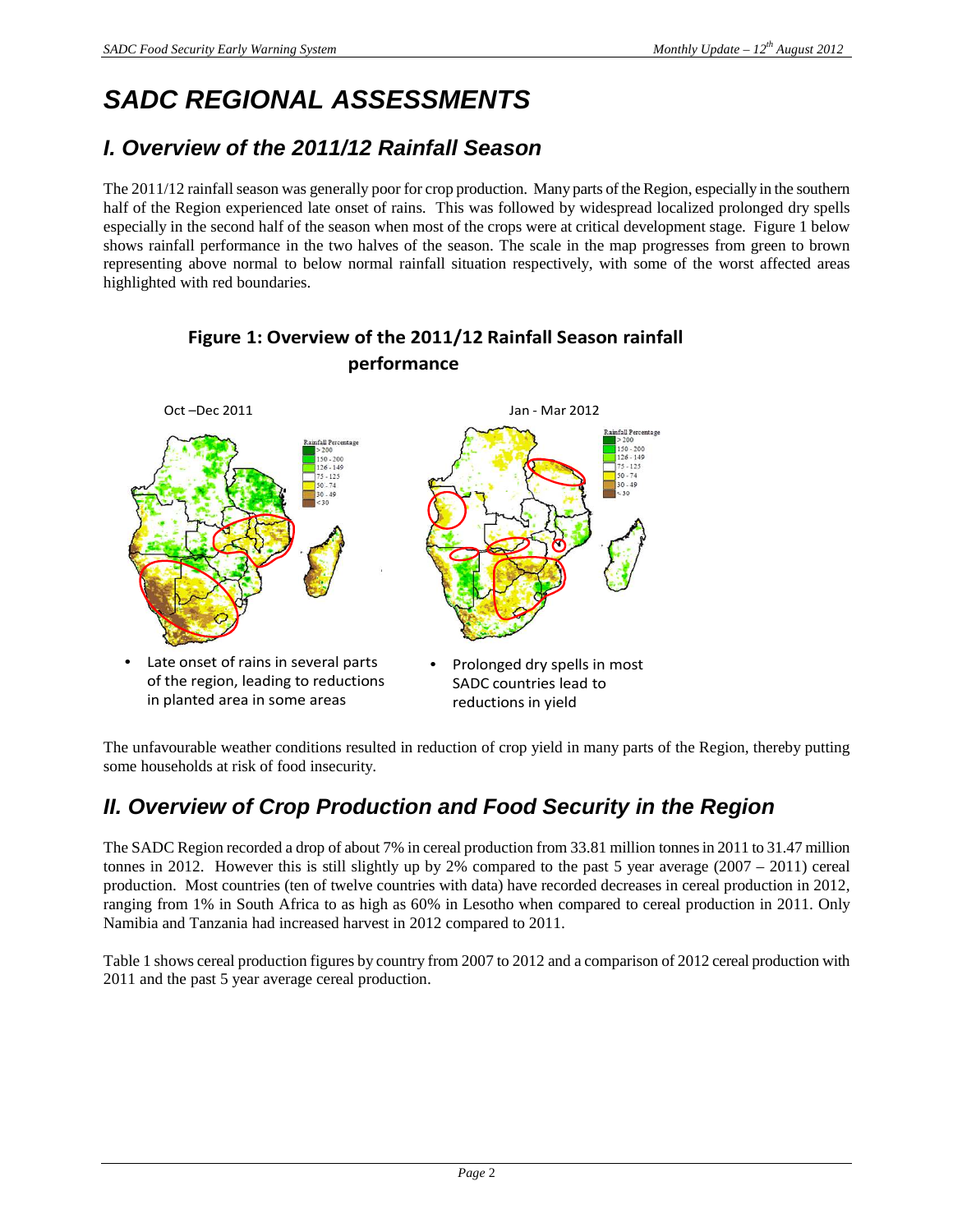# *SADC REGIONAL ASSESSMENTS*

## *I. Overview of the 2011/12 Rainfall Season*

The 2011/12 rainfall season was generally poor for crop production. Many parts of the Region, especially in the southern half of the Region experienced late onset of rains. This was followed by widespread localized prolonged dry spells especially in the second half of the season when most of the crops were at critical development stage. Figure 1 below shows rainfall performance in the two halves of the season. The scale in the map progresses from green to brown representing above normal to below normal rainfall situation respectively, with some of the worst affected areas highlighted with red boundaries.

**Figure 1: Overview of the 2011/12 Rainfall Season rainfall performance**

Oct –Dec 2011

- Late onset of rains in several parts of the region, leading to reductions in planted area in some areas

Jan - Mar 2012

- Prolonged dry spells in most SADC countries lead to reductions in yield

The unfavourable weather conditions resulted in reduction of crop yield in many parts of the Region, thereby putting some households at risk of food insecurity.

## *II. Overview of Crop Production and Food Security in the Region*

The SADC Region recorded a drop of about 7% in cereal production from 33.81 million tonnes in 2011 to 31.47 million tonnes in 2012. However this is still slightly up by 2% compared to the past 5 year average (2007 – 2011) cereal production. Most countries (ten of twelve countries with data) have recorded decreases in cereal production in 2012, ranging from 1% in South Africa to as high as 60% in Lesotho when compared to cereal production in 2011. Only Namibia and Tanzania had increased harvest in 2012 compared to 2011.

Table 1 shows cereal production figures by country from 2007 to 2012 and a comparison of 2012 cereal production with 2011 and the past 5 year average cereal production.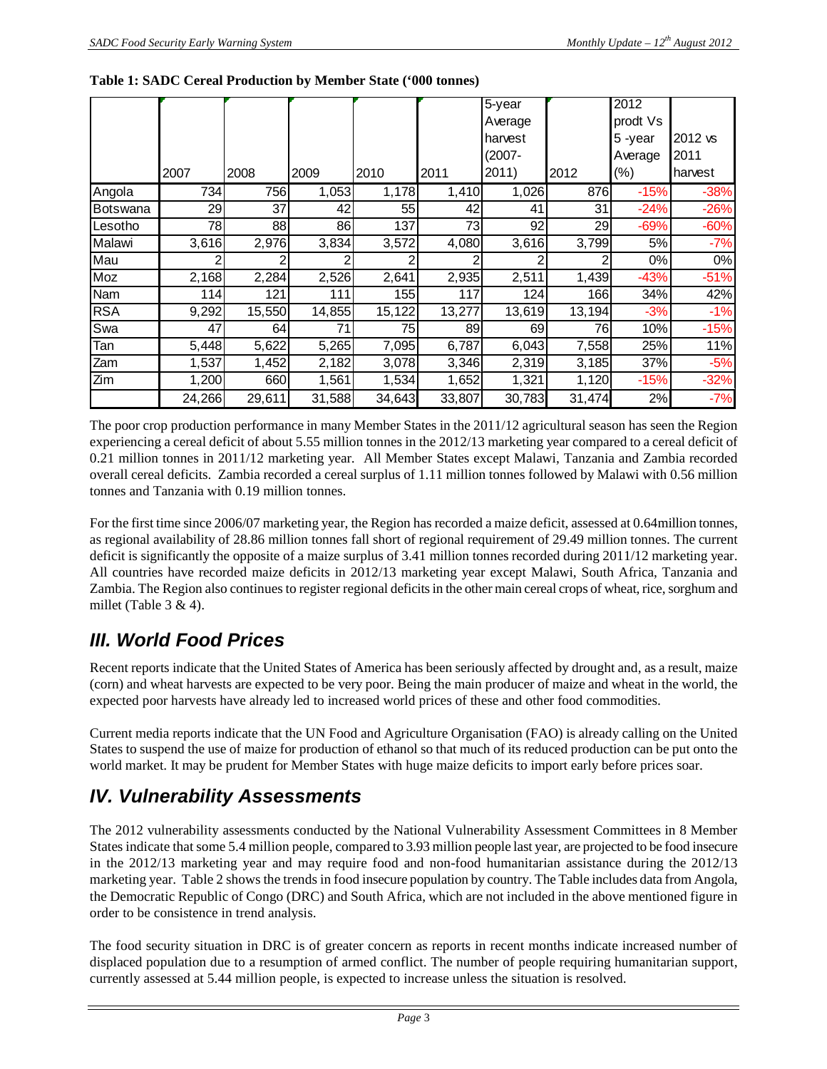**Table 1: SADC Cereal Production by Member State ('000 tonnes)**

| | 2007 | 2008 | 2009 | 2010 | 2011 | 5-year Average harvest (2007-2011) | 2012 | 2012 prodt Vs 5 -year Average (%) | 2012 vs 2011 harvest |
|---|---|---|---|---|---|---|---|---|---|
| Angola | 734 | 756 | 1,053 | 1,178 | 1,410 | 1,026 | 876 | -15% | -38% |
| Botswana | 29 | 37 | 42 | 55 | 42 | 41 | 31 | -24% | -26% |
| Lesotho | 78 | 88 | 86 | 137 | 73 | 92 | 29 | -69% | -60% |
| Malawi | 3,616 | 2,976 | 3,834 | 3,572 | 4,080 | 3,616 | 3,799 | 5% | -7% |
| Mau | 2 | 2 | 2 | 2 | 2 | 2 | 2 | 0% | 0% |
| Moz | 2,168 | 2,284 | 2,526 | 2,641 | 2,935 | 2,511 | 1,439 | -43% | -51% |
| Nam | 114 | 121 | 111 | 155 | 117 | 124 | 166 | 34% | 42% |
| RSA | 9,292 | 15,550 | 14,855 | 15,122 | 13,277 | 13,619 | 13,194 | -3% | -1% |
| Swa | 47 | 64 | 71 | 75 | 89 | 69 | 76 | 10% | -15% |
| Tan | 5,448 | 5,622 | 5,265 | 7,095 | 6,787 | 6,043 | 7,558 | 25% | 11% |
| Zam | 1,537 | 1,452 | 2,182 | 3,078 | 3,346 | 2,319 | 3,185 | 37% | -5% |
| Zim | 1,200 | 660 | 1,561 | 1,534 | 1,652 | 1,321 | 1,120 | -15% | -32% |
| | 24,266 | 29,611 | 31,588 | 34,643 | 33,807 | 30,783 | 31,474 | 2% | -7% |

The poor crop production performance in many Member States in the 2011/12 agricultural season has seen the Region experiencing a cereal deficit of about 5.55 million tonnes in the 2012/13 marketing year compared to a cereal deficit of 0.21 million tonnes in 2011/12 marketing year. All Member States except Malawi, Tanzania and Zambia recorded overall cereal deficits. Zambia recorded a cereal surplus of 1.11 million tonnes followed by Malawi with 0.56 million tonnes and Tanzania with 0.19 million tonnes.

For the first time since 2006/07 marketing year, the Region has recorded a maize deficit, assessed at 0.64million tonnes, as regional availability of 28.86 million tonnes fall short of regional requirement of 29.49 million tonnes. The current deficit is significantly the opposite of a maize surplus of 3.41 million tonnes recorded during 2011/12 marketing year. All countries have recorded maize deficits in 2012/13 marketing year except Malawi, South Africa, Tanzania and Zambia. The Region also continues to register regional deficits in the other main cereal crops of wheat, rice, sorghum and millet (Table 3 & 4).

## *III. World Food Prices*

Recent reports indicate that the United States of America has been seriously affected by drought and, as a result, maize (corn) and wheat harvests are expected to be very poor. Being the main producer of maize and wheat in the world, the expected poor harvests have already led to increased world prices of these and other food commodities.

Current media reports indicate that the UN Food and Agriculture Organisation (FAO) is already calling on the United States to suspend the use of maize for production of ethanol so that much of its reduced production can be put onto the world market. It may be prudent for Member States with huge maize deficits to import early before prices soar.

## *IV. Vulnerability Assessments*

The 2012 vulnerability assessments conducted by the National Vulnerability Assessment Committees in 8 Member States indicate that some 5.4 million people, compared to 3.93 million people last year, are projected to be food insecure in the 2012/13 marketing year and may require food and non-food humanitarian assistance during the 2012/13 marketing year. Table 2 shows the trends in food insecure population by country. The Table includes data from Angola, the Democratic Republic of Congo (DRC) and South Africa, which are not included in the above mentioned figure in order to be consistence in trend analysis.

The food security situation in DRC is of greater concern as reports in recent months indicate increased number of displaced population due to a resumption of armed conflict. The number of people requiring humanitarian support, currently assessed at 5.44 million people, is expected to increase unless the situation is resolved.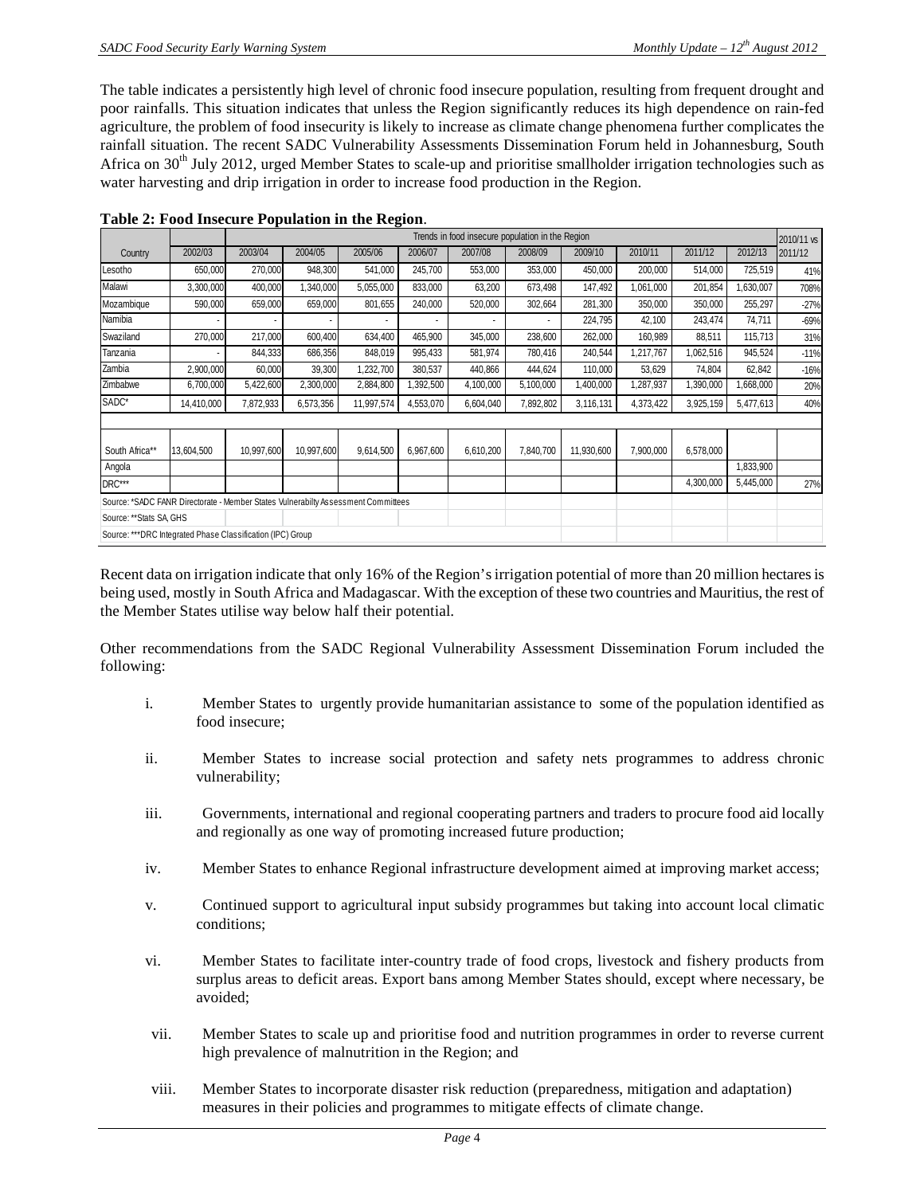The table indicates a persistently high level of chronic food insecure population, resulting from frequent drought and poor rainfalls. This situation indicates that unless the Region significantly reduces its high dependence on rain-fed agriculture, the problem of food insecurity is likely to increase as climate change phenomena further complicates the rainfall situation. The recent SADC Vulnerability Assessments Dissemination Forum held in Johannesburg, South Africa on 30th July 2012, urged Member States to scale-up and prioritise smallholder irrigation technologies such as water harvesting and drip irrigation in order to increase food production in the Region.

**Table 2: Food Insecure Population in the Region**.

| | | Trends in food insecure population in the Region | | | | | | | | | | 2010/11 vs |
|---|---|---|---|---|---|---|---|---|---|---|---|---|
| Country | 2002/03 | 2003/04 | 2004/05 | 2005/06 | 2006/07 | 2007/08 | 2008/09 | 2009/10 | 2010/11 | 2011/12 | 2012/13 | 2011/12 |
| Lesotho | 650,000 | 270,000 | 948,300 | 541,000 | 245,700 | 553,000 | 353,000 | 450,000 | 200,000 | 514,000 | 725,519 | 41% |
| Malawi | 3,300,000 | 400,000 | 1,340,000 | 5,055,000 | 833,000 | 63,200 | 673,498 | 147,492 | 1,061,000 | 201,854 | 1,630,007 | 708% |
| Mozambique | 590,000 | 659,000 | 659,000 | 801,655 | 240,000 | 520,000 | 302,664 | 281,300 | 350,000 | 350,000 | 255,297 | -27% |
| Namibia | - | - | - | - | - | - | - | 224,795 | 42,100 | 243,474 | 74,711 | -69% |
| Swaziland | 270,000 | 217,000 | 600,400 | 634,400 | 465,900 | 345,000 | 238,600 | 262,000 | 160,989 | 88,511 | 115,713 | 31% |
| Tanzania | - | 844,333 | 686,356 | 848,019 | 995,433 | 581,974 | 780,416 | 240,544 | 1,217,767 | 1,062,516 | 945,524 | -11% |
| Zambia | 2,900,000 | 60,000 | 39,300 | 1,232,700 | 380,537 | 440,866 | 444,624 | 110,000 | 53,629 | 74,804 | 62,842 | -16% |
| Zimbabwe | 6,700,000 | 5,422,600 | 2,300,000 | 2,884,800 | 1,392,500 | 4,100,000 | 5,100,000 | 1,400,000 | 1,287,937 | 1,390,000 | 1,668,000 | 20% |
| SADC* | 14,410,000 | 7,872,933 | 6,573,356 | 11,997,574 | 4,553,070 | 6,604,040 | 7,892,802 | 3,116,131 | 4,373,422 | 3,925,159 | 5,477,613 | 40% |
| | | | | | | | | | | | | |
| South Africa** | 13,604,500 | 10,997,600 | 10,997,600 | 9,614,500 | 6,967,600 | 6,610,200 | 7,840,700 | 11,930,600 | 7,900,000 | 6,578,000 | | |
| Angola | | | | | | | | | | | 1,833,900 | |
| DRC*** | | | | | | | | | | 4,300,000 | 5,445,000 | 27% |

Source: *SADC FANR Directorate - Member States Vulnerability Assessment Committees
Source: **Stats SA, GHS
Source: ***DRC Integrated Phase Classification (IPC) Group

Recent data on irrigation indicate that only 16% of the Region's irrigation potential of more than 20 million hectares is being used, mostly in South Africa and Madagascar. With the exception of these two countries and Mauritius, the rest of the Member States utilise way below half their potential.

Other recommendations from the SADC Regional Vulnerability Assessment Dissemination Forum included the following:

i. Member States to urgently provide humanitarian assistance to some of the population identified as food insecure;

ii. Member States to increase social protection and safety nets programmes to address chronic vulnerability;

iii. Governments, international and regional cooperating partners and traders to procure food aid locally and regionally as one way of promoting increased future production;

iv. Member States to enhance Regional infrastructure development aimed at improving market access;

v. Continued support to agricultural input subsidy programmes but taking into account local climatic conditions;

vi. Member States to facilitate inter-country trade of food crops, livestock and fishery products from surplus areas to deficit areas. Export bans among Member States should, except where necessary, be avoided;

vii. Member States to scale up and prioritise food and nutrition programmes in order to reverse current high prevalence of malnutrition in the Region; and

viii. Member States to incorporate disaster risk reduction (preparedness, mitigation and adaptation) measures in their policies and programmes to mitigate effects of climate change.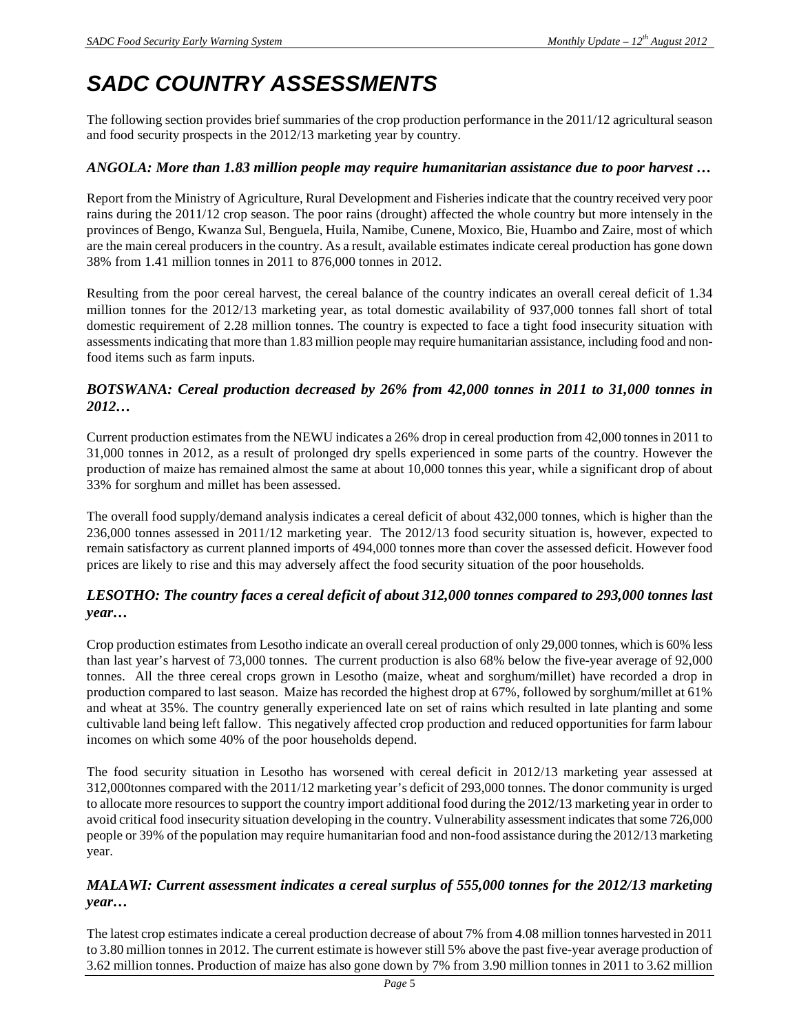# SADC COUNTRY ASSESSMENTS

The following section provides brief summaries of the crop production performance in the 2011/12 agricultural season and food security prospects in the 2012/13 marketing year by country.

### *ANGOLA: More than 1.83 million people may require humanitarian assistance due to poor harvest …*

Report from the Ministry of Agriculture, Rural Development and Fisheries indicate that the country received very poor rains during the 2011/12 crop season. The poor rains (drought) affected the whole country but more intensely in the provinces of Bengo, Kwanza Sul, Benguela, Huila, Namibe, Cunene, Moxico, Bie, Huambo and Zaire, most of which are the main cereal producers in the country. As a result, available estimates indicate cereal production has gone down 38% from 1.41 million tonnes in 2011 to 876,000 tonnes in 2012.

Resulting from the poor cereal harvest, the cereal balance of the country indicates an overall cereal deficit of 1.34 million tonnes for the 2012/13 marketing year, as total domestic availability of 937,000 tonnes fall short of total domestic requirement of 2.28 million tonnes. The country is expected to face a tight food insecurity situation with assessments indicating that more than 1.83 million people may require humanitarian assistance, including food and non-food items such as farm inputs.

### *BOTSWANA: Cereal production decreased by 26% from 42,000 tonnes in 2011 to 31,000 tonnes in 2012…*

Current production estimates from the NEWU indicates a 26% drop in cereal production from 42,000 tonnes in 2011 to 31,000 tonnes in 2012, as a result of prolonged dry spells experienced in some parts of the country. However the production of maize has remained almost the same at about 10,000 tonnes this year, while a significant drop of about 33% for sorghum and millet has been assessed.

The overall food supply/demand analysis indicates a cereal deficit of about 432,000 tonnes, which is higher than the 236,000 tonnes assessed in 2011/12 marketing year. The 2012/13 food security situation is, however, expected to remain satisfactory as current planned imports of 494,000 tonnes more than cover the assessed deficit. However food prices are likely to rise and this may adversely affect the food security situation of the poor households.

### *LESOTHO: The country faces a cereal deficit of about 312,000 tonnes compared to 293,000 tonnes last year…*

Crop production estimates from Lesotho indicate an overall cereal production of only 29,000 tonnes, which is 60% less than last year's harvest of 73,000 tonnes. The current production is also 68% below the five-year average of 92,000 tonnes. All the three cereal crops grown in Lesotho (maize, wheat and sorghum/millet) have recorded a drop in production compared to last season. Maize has recorded the highest drop at 67%, followed by sorghum/millet at 61% and wheat at 35%. The country generally experienced late on set of rains which resulted in late planting and some cultivable land being left fallow. This negatively affected crop production and reduced opportunities for farm labour incomes on which some 40% of the poor households depend.

The food security situation in Lesotho has worsened with cereal deficit in 2012/13 marketing year assessed at 312,000tonnes compared with the 2011/12 marketing year's deficit of 293,000 tonnes. The donor community is urged to allocate more resources to support the country import additional food during the 2012/13 marketing year in order to avoid critical food insecurity situation developing in the country. Vulnerability assessment indicates that some 726,000 people or 39% of the population may require humanitarian food and non-food assistance during the 2012/13 marketing year.

### *MALAWI: Current assessment indicates a cereal surplus of 555,000 tonnes for the 2012/13 marketing year…*

The latest crop estimates indicate a cereal production decrease of about 7% from 4.08 million tonnes harvested in 2011 to 3.80 million tonnes in 2012. The current estimate is however still 5% above the past five-year average production of 3.62 million tonnes. Production of maize has also gone down by 7% from 3.90 million tonnes in 2011 to 3.62 million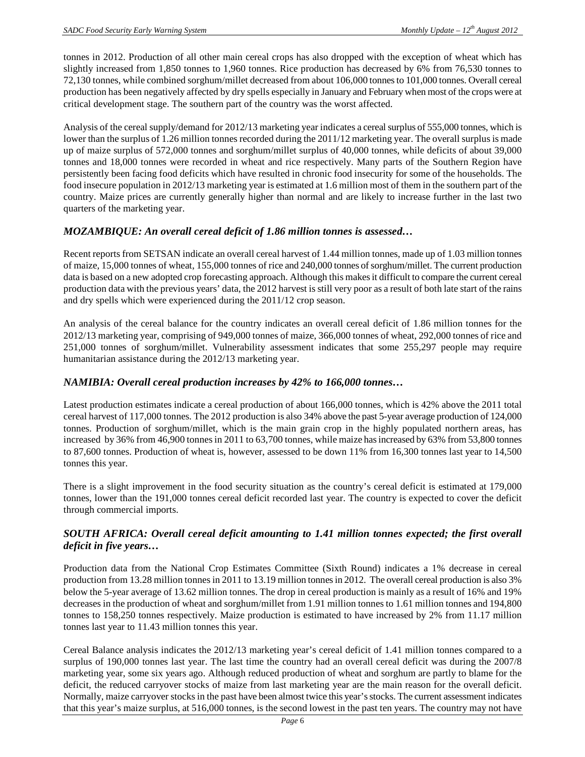tonnes in 2012. Production of all other main cereal crops has also dropped with the exception of wheat which has slightly increased from 1,850 tonnes to 1,960 tonnes. Rice production has decreased by 6% from 76,530 tonnes to 72,130 tonnes, while combined sorghum/millet decreased from about 106,000 tonnes to 101,000 tonnes. Overall cereal production has been negatively affected by dry spells especially in January and February when most of the crops were at critical development stage. The southern part of the country was the worst affected.

Analysis of the cereal supply/demand for 2012/13 marketing year indicates a cereal surplus of 555,000 tonnes, which is lower than the surplus of 1.26 million tonnes recorded during the 2011/12 marketing year. The overall surplus is made up of maize surplus of 572,000 tonnes and sorghum/millet surplus of 40,000 tonnes, while deficits of about 39,000 tonnes and 18,000 tonnes were recorded in wheat and rice respectively. Many parts of the Southern Region have persistently been facing food deficits which have resulted in chronic food insecurity for some of the households. The food insecure population in 2012/13 marketing year is estimated at 1.6 million most of them in the southern part of the country. Maize prices are currently generally higher than normal and are likely to increase further in the last two quarters of the marketing year.

### *MOZAMBIQUE: An overall cereal deficit of 1.86 million tonnes is assessed…*

Recent reports from SETSAN indicate an overall cereal harvest of 1.44 million tonnes, made up of 1.03 million tonnes of maize, 15,000 tonnes of wheat, 155,000 tonnes of rice and 240,000 tonnes of sorghum/millet. The current production data is based on a new adopted crop forecasting approach. Although this makes it difficult to compare the current cereal production data with the previous years' data, the 2012 harvest is still very poor as a result of both late start of the rains and dry spells which were experienced during the 2011/12 crop season.

An analysis of the cereal balance for the country indicates an overall cereal deficit of 1.86 million tonnes for the 2012/13 marketing year, comprising of 949,000 tonnes of maize, 366,000 tonnes of wheat, 292,000 tonnes of rice and 251,000 tonnes of sorghum/millet. Vulnerability assessment indicates that some 255,297 people may require humanitarian assistance during the 2012/13 marketing year.

### *NAMIBIA: Overall cereal production increases by 42% to 166,000 tonnes…*

Latest production estimates indicate a cereal production of about 166,000 tonnes, which is 42% above the 2011 total cereal harvest of 117,000 tonnes. The 2012 production is also 34% above the past 5-year average production of 124,000 tonnes. Production of sorghum/millet, which is the main grain crop in the highly populated northern areas, has increased by 36% from 46,900 tonnes in 2011 to 63,700 tonnes, while maize has increased by 63% from 53,800 tonnes to 87,600 tonnes. Production of wheat is, however, assessed to be down 11% from 16,300 tonnes last year to 14,500 tonnes this year.

There is a slight improvement in the food security situation as the country's cereal deficit is estimated at 179,000 tonnes, lower than the 191,000 tonnes cereal deficit recorded last year. The country is expected to cover the deficit through commercial imports.

### *SOUTH AFRICA: Overall cereal deficit amounting to 1.41 million tonnes expected; the first overall deficit in five years…*

Production data from the National Crop Estimates Committee (Sixth Round) indicates a 1% decrease in cereal production from 13.28 million tonnes in 2011 to 13.19 million tonnes in 2012. The overall cereal production is also 3% below the 5-year average of 13.62 million tonnes. The drop in cereal production is mainly as a result of 16% and 19% decreases in the production of wheat and sorghum/millet from 1.91 million tonnes to 1.61 million tonnes and 194,800 tonnes to 158,250 tonnes respectively. Maize production is estimated to have increased by 2% from 11.17 million tonnes last year to 11.43 million tonnes this year.

Cereal Balance analysis indicates the 2012/13 marketing year's cereal deficit of 1.41 million tonnes compared to a surplus of 190,000 tonnes last year. The last time the country had an overall cereal deficit was during the 2007/8 marketing year, some six years ago. Although reduced production of wheat and sorghum are partly to blame for the deficit, the reduced carryover stocks of maize from last marketing year are the main reason for the overall deficit. Normally, maize carryover stocks in the past have been almost twice this year's stocks. The current assessment indicates that this year's maize surplus, at 516,000 tonnes, is the second lowest in the past ten years. The country may not have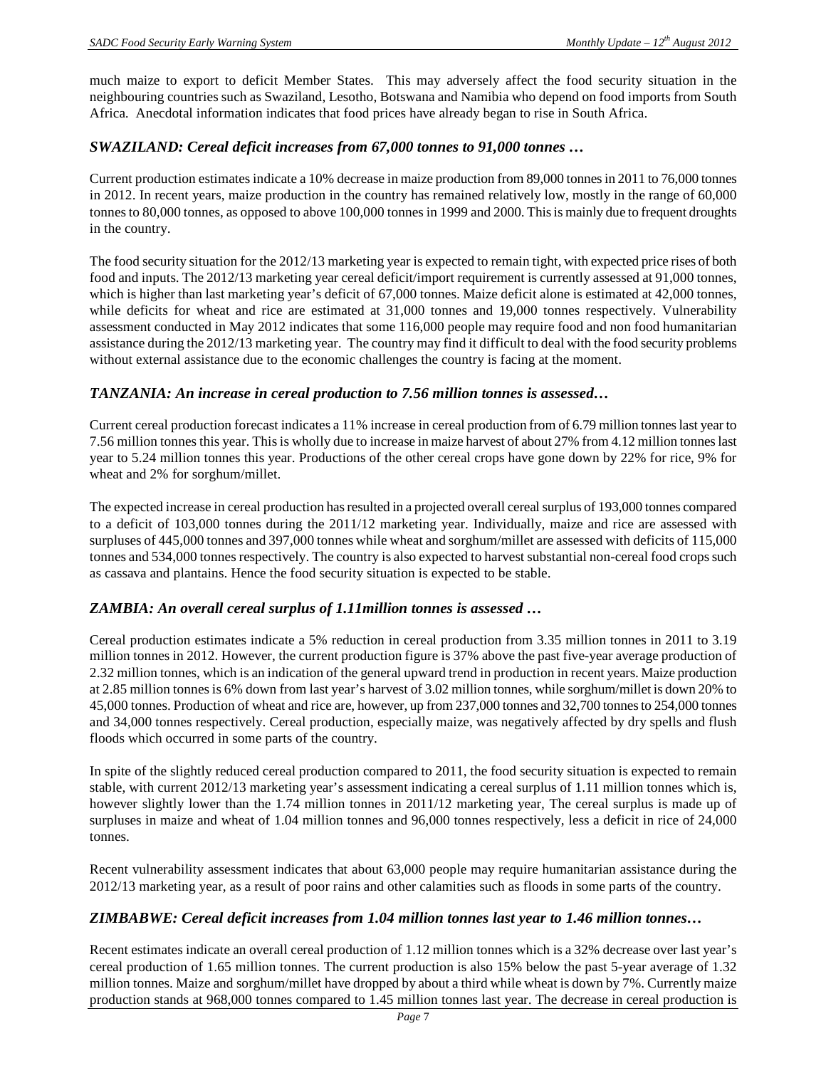much maize to export to deficit Member States. This may adversely affect the food security situation in the neighbouring countries such as Swaziland, Lesotho, Botswana and Namibia who depend on food imports from South Africa. Anecdotal information indicates that food prices have already began to rise in South Africa.

### *SWAZILAND: Cereal deficit increases from 67,000 tonnes to 91,000 tonnes …*

Current production estimates indicate a 10% decrease in maize production from 89,000 tonnes in 2011 to 76,000 tonnes in 2012. In recent years, maize production in the country has remained relatively low, mostly in the range of 60,000 tonnes to 80,000 tonnes, as opposed to above 100,000 tonnes in 1999 and 2000. This is mainly due to frequent droughts in the country.

The food security situation for the 2012/13 marketing year is expected to remain tight, with expected price rises of both food and inputs. The 2012/13 marketing year cereal deficit/import requirement is currently assessed at 91,000 tonnes, which is higher than last marketing year's deficit of 67,000 tonnes. Maize deficit alone is estimated at 42,000 tonnes, while deficits for wheat and rice are estimated at 31,000 tonnes and 19,000 tonnes respectively. Vulnerability assessment conducted in May 2012 indicates that some 116,000 people may require food and non food humanitarian assistance during the 2012/13 marketing year. The country may find it difficult to deal with the food security problems without external assistance due to the economic challenges the country is facing at the moment.

### *TANZANIA: An increase in cereal production to 7.56 million tonnes is assessed…*

Current cereal production forecast indicates a 11% increase in cereal production from of 6.79 million tonnes last year to 7.56 million tonnes this year. This is wholly due to increase in maize harvest of about 27% from 4.12 million tonnes last year to 5.24 million tonnes this year. Productions of the other cereal crops have gone down by 22% for rice, 9% for wheat and 2% for sorghum/millet.

The expected increase in cereal production has resulted in a projected overall cereal surplus of 193,000 tonnes compared to a deficit of 103,000 tonnes during the 2011/12 marketing year. Individually, maize and rice are assessed with surpluses of 445,000 tonnes and 397,000 tonnes while wheat and sorghum/millet are assessed with deficits of 115,000 tonnes and 534,000 tonnes respectively. The country is also expected to harvest substantial non-cereal food crops such as cassava and plantains. Hence the food security situation is expected to be stable.

### *ZAMBIA: An overall cereal surplus of 1.11million tonnes is assessed …*

Cereal production estimates indicate a 5% reduction in cereal production from 3.35 million tonnes in 2011 to 3.19 million tonnes in 2012. However, the current production figure is 37% above the past five-year average production of 2.32 million tonnes, which is an indication of the general upward trend in production in recent years. Maize production at 2.85 million tonnes is 6% down from last year's harvest of 3.02 million tonnes, while sorghum/millet is down 20% to 45,000 tonnes. Production of wheat and rice are, however, up from 237,000 tonnes and 32,700 tonnes to 254,000 tonnes and 34,000 tonnes respectively. Cereal production, especially maize, was negatively affected by dry spells and flush floods which occurred in some parts of the country.

In spite of the slightly reduced cereal production compared to 2011, the food security situation is expected to remain stable, with current 2012/13 marketing year's assessment indicating a cereal surplus of 1.11 million tonnes which is, however slightly lower than the 1.74 million tonnes in 2011/12 marketing year, The cereal surplus is made up of surpluses in maize and wheat of 1.04 million tonnes and 96,000 tonnes respectively, less a deficit in rice of 24,000 tonnes.

Recent vulnerability assessment indicates that about 63,000 people may require humanitarian assistance during the 2012/13 marketing year, as a result of poor rains and other calamities such as floods in some parts of the country.

### *ZIMBABWE: Cereal deficit increases from 1.04 million tonnes last year to 1.46 million tonnes…*

Recent estimates indicate an overall cereal production of 1.12 million tonnes which is a 32% decrease over last year's cereal production of 1.65 million tonnes. The current production is also 15% below the past 5-year average of 1.32 million tonnes. Maize and sorghum/millet have dropped by about a third while wheat is down by 7%. Currently maize production stands at 968,000 tonnes compared to 1.45 million tonnes last year. The decrease in cereal production is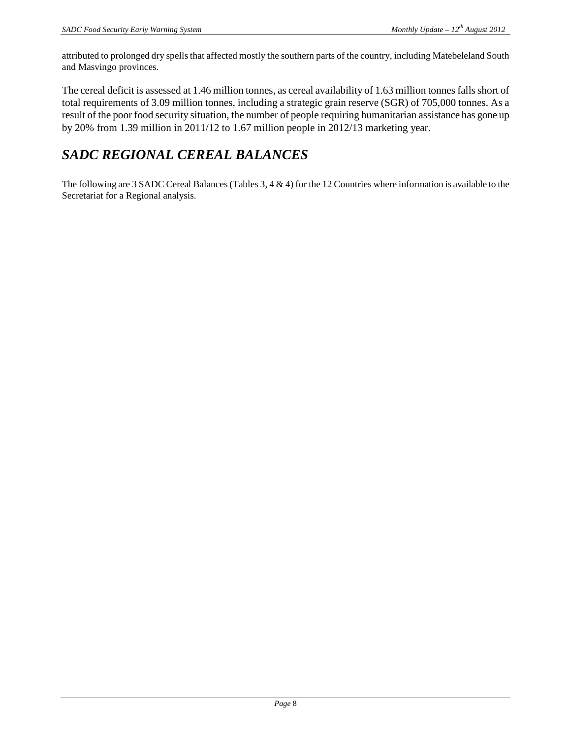attributed to prolonged dry spells that affected mostly the southern parts of the country, including Matebeleland South and Masvingo provinces.

The cereal deficit is assessed at 1.46 million tonnes, as cereal availability of 1.63 million tonnes falls short of total requirements of 3.09 million tonnes, including a strategic grain reserve (SGR) of 705,000 tonnes. As a result of the poor food security situation, the number of people requiring humanitarian assistance has gone up by 20% from 1.39 million in 2011/12 to 1.67 million people in 2012/13 marketing year.

## *SADC REGIONAL CEREAL BALANCES*

The following are 3 SADC Cereal Balances (Tables 3, 4 & 4) for the 12 Countries where information is available to the Secretariat for a Regional analysis.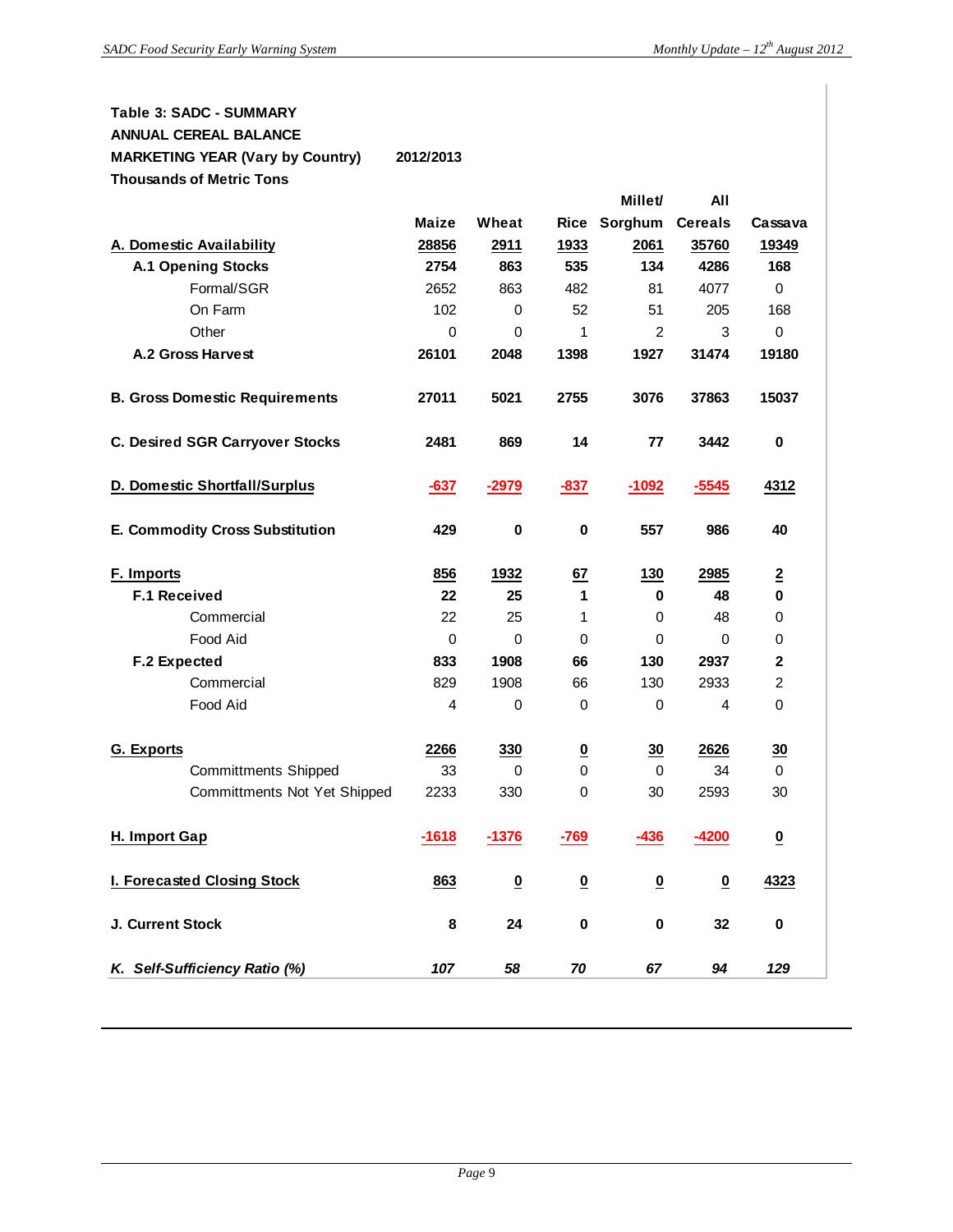**Table 3: SADC - SUMMARY**
**ANNUAL CEREAL BALANCE**
**MARKETING YEAR (Vary by Country) 2012/2013**
**Thousands of Metric Tons**

| | Maize | Wheat | Rice | Millet/ Sorghum | All Cereals | Cassava |
|---|---|---|---|---|---|---|
| **A. Domestic Availability** | **28856** | **2911** | **1933** | **2061** | **35760** | **19349** |
| **A.1 Opening Stocks** | **2754** | **863** | **535** | **134** | **4286** | **168** |
| Formal/SGR | 2652 | 863 | 482 | 81 | 4077 | 0 |
| On Farm | 102 | 0 | 52 | 51 | 205 | 168 |
| Other | 0 | 0 | 1 | 2 | 3 | 0 |
| **A.2 Gross Harvest** | **26101** | **2048** | **1398** | **1927** | **31474** | **19180** |
| **B. Gross Domestic Requirements** | **27011** | **5021** | **2755** | **3076** | **37863** | **15037** |
| **C. Desired SGR Carryover Stocks** | **2481** | **869** | **14** | **77** | **3442** | **0** |
| **D. Domestic Shortfall/Surplus** | **-637** | **-2979** | **-837** | **-1092** | **-5545** | **4312** |
| **E. Commodity Cross Substitution** | **429** | **0** | **0** | **557** | **986** | **40** |
| **F. Imports** | **856** | **1932** | **67** | **130** | **2985** | **2** |
| **F.1 Received** | **22** | **25** | **1** | **0** | **48** | **0** |
| Commercial | 22 | 25 | 1 | 0 | 48 | 0 |
| Food Aid | 0 | 0 | 0 | 0 | 0 | 0 |
| **F.2 Expected** | **833** | **1908** | **66** | **130** | **2937** | **2** |
| Commercial | 829 | 1908 | 66 | 130 | 2933 | 2 |
| Food Aid | 4 | 0 | 0 | 0 | 4 | 0 |
| **G. Exports** | **2266** | **330** | **0** | **30** | **2626** | **30** |
| Committments Shipped | 33 | 0 | 0 | 0 | 34 | 0 |
| Committments Not Yet Shipped | 2233 | 330 | 0 | 30 | 2593 | 30 |
| **H. Import Gap** | **-1618** | **-1376** | **-769** | **-436** | **-4200** | **0** |
| **I. Forecasted Closing Stock** | **863** | **0** | **0** | **0** | **0** | **4323** |
| **J. Current Stock** | **8** | **24** | **0** | **0** | **32** | **0** |
| ***K. Self-Sufficiency Ratio (%)*** | ***107*** | ***58*** | ***70*** | ***67*** | ***94*** | ***129*** |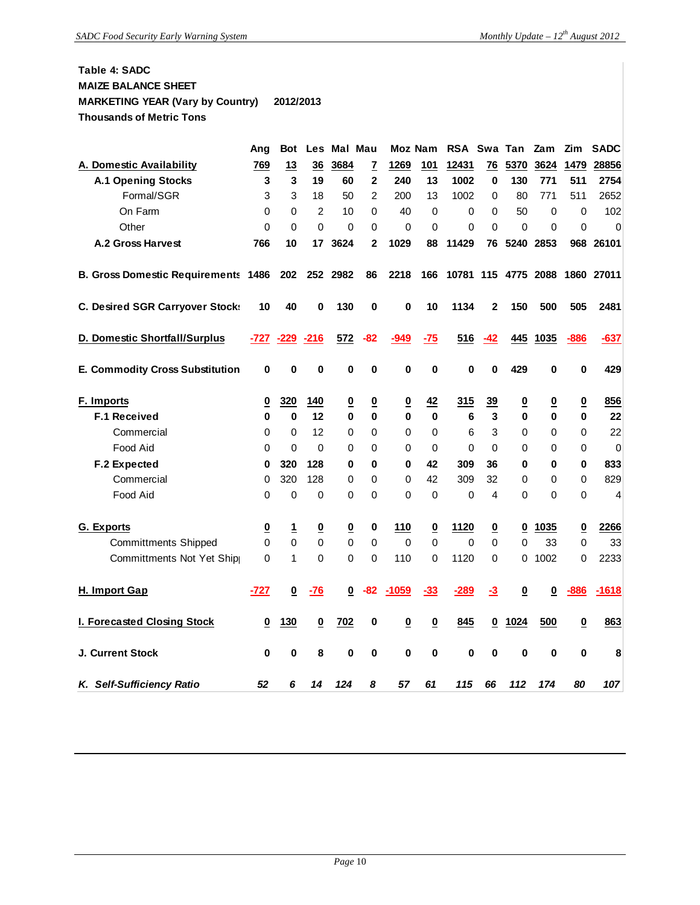**Table 4: SADC**

**MAIZE BALANCE SHEET**

**MARKETING YEAR (Vary by Country) 2012/2013**

**Thousands of Metric Tons**

| | Ang | Bot | Les | Mal | Mau | Moz | Nam | RSA | Swa | Tan | Zam | Zim | SADC |
|---|---|---|---|---|---|---|---|---|---|---|---|---|---|
| **A. Domestic Availability** | **769** | **13** | **36** | **3684** | **7** | **1269** | **101** | **12431** | **76** | **5370** | **3624** | **1479** | **28856** |
| **A.1 Opening Stocks** | **3** | **3** | **19** | **60** | **2** | **240** | **13** | **1002** | **0** | **130** | **771** | **511** | **2754** |
| Formal/SGR | 3 | 3 | 18 | 50 | 2 | 200 | 13 | 1002 | 0 | 80 | 771 | 511 | 2652 |
| On Farm | 0 | 0 | 2 | 10 | 0 | 40 | 0 | 0 | 0 | 50 | 0 | 0 | 102 |
| Other | 0 | 0 | 0 | 0 | 0 | 0 | 0 | 0 | 0 | 0 | 0 | 0 | 0 |
| **A.2 Gross Harvest** | **766** | **10** | **17** | **3624** | **2** | **1029** | **88** | **11429** | **76** | **5240** | **2853** | **968** | **26101** |
| **B. Gross Domestic Requirements** | **1486** | **202** | **252** | **2982** | **86** | **2218** | **166** | **10781** | **115** | **4775** | **2088** | **1860** | **27011** |
| **C. Desired SGR Carryover Stocks** | **10** | **40** | **0** | **130** | **0** | **0** | **10** | **1134** | **2** | **150** | **500** | **505** | **2481** |
| **D. Domestic Shortfall/Surplus** | **-727** | **-229** | **-216** | **572** | **-82** | **-949** | **-75** | **516** | **-42** | **445** | **1035** | **-886** | **-637** |
| **E. Commodity Cross Substitution** | **0** | **0** | **0** | **0** | **0** | **0** | **0** | **0** | **0** | **429** | **0** | **0** | **429** |
| **F. Imports** | **0** | **320** | **140** | **0** | **0** | **0** | **42** | **315** | **39** | **0** | **0** | **0** | **856** |
| **F.1 Received** | **0** | **0** | **12** | **0** | **0** | **0** | **0** | **6** | **3** | **0** | **0** | **0** | **22** |
| Commercial | 0 | 0 | 12 | 0 | 0 | 0 | 0 | 6 | 3 | 0 | 0 | 0 | 22 |
| Food Aid | 0 | 0 | 0 | 0 | 0 | 0 | 0 | 0 | 0 | 0 | 0 | 0 | 0 |
| **F.2 Expected** | **0** | **320** | **128** | **0** | **0** | **0** | **42** | **309** | **36** | **0** | **0** | **0** | **833** |
| Commercial | 0 | 320 | 128 | 0 | 0 | 0 | 42 | 309 | 32 | 0 | 0 | 0 | 829 |
| Food Aid | 0 | 0 | 0 | 0 | 0 | 0 | 0 | 0 | 4 | 0 | 0 | 0 | 4 |
| **G. Exports** | **0** | **1** | **0** | **0** | **0** | **110** | **0** | **1120** | **0** | **0** | **1035** | **0** | **2266** |
| Committments Shipped | 0 | 0 | 0 | 0 | 0 | 0 | 0 | 0 | 0 | 0 | 33 | 0 | 33 |
| Committments Not Yet Shipped | 0 | 1 | 0 | 0 | 0 | 110 | 0 | 1120 | 0 | 0 | 1002 | 0 | 2233 |
| **H. Import Gap** | **-727** | **0** | **-76** | **0** | **-82** | **-1059** | **-33** | **-289** | **-3** | **0** | **0** | **-886** | **-1618** |
| **I. Forecasted Closing Stock** | **0** | **130** | **0** | **702** | **0** | **0** | **0** | **845** | **0** | **1024** | **500** | **0** | **863** |
| **J. Current Stock** | **0** | **0** | **8** | **0** | **0** | **0** | **0** | **0** | **0** | **0** | **0** | **0** | **8** |
| ***K. Self-Sufficiency Ratio*** | ***52*** | ***6*** | ***14*** | ***124*** | ***8*** | ***57*** | ***61*** | ***115*** | ***66*** | ***112*** | ***174*** | ***80*** | ***107*** |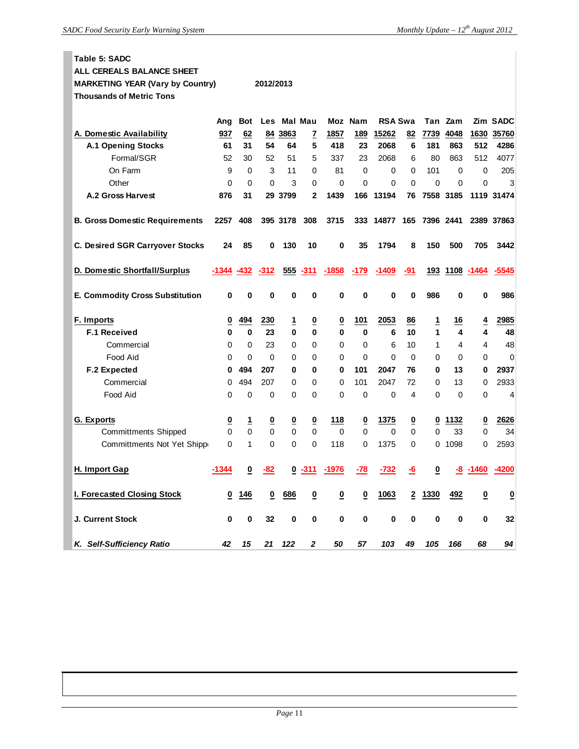**Table 5: SADC**
**ALL CEREALS BALANCE SHEET**
**MARKETING YEAR (Vary by Country) 2012/2013**
**Thousands of Metric Tons**

| | Ang | Bot | Les | Mal | Mau | Moz | Nam | RSA | Swa | Tan | Zam | Zim | SADC |
|---|---|---|---|---|---|---|---|---|---|---|---|---|---|
| **A. Domestic Availability** | 937 | 62 | 84 | 3863 | 7 | 1857 | 189 | 15262 | 82 | 7739 | 4048 | 1630 | 35760 |
| **A.1 Opening Stocks** | 61 | 31 | 54 | 64 | 5 | 418 | 23 | 2068 | 6 | 181 | 863 | 512 | 4286 |
| Formal/SGR | 52 | 30 | 52 | 51 | 5 | 337 | 23 | 2068 | 6 | 80 | 863 | 512 | 4077 |
| On Farm | 9 | 0 | 3 | 11 | 0 | 81 | 0 | 0 | 0 | 101 | 0 | 0 | 205 |
| Other | 0 | 0 | 0 | 3 | 0 | 0 | 0 | 0 | 0 | 0 | 0 | 0 | 3 |
| **A.2 Gross Harvest** | 876 | 31 | 29 | 3799 | 2 | 1439 | 166 | 13194 | 76 | 7558 | 3185 | 1119 | 31474 |
| **B. Gross Domestic Requirements** | 2257 | 408 | 395 | 3178 | 308 | 3715 | 333 | 14877 | 165 | 7396 | 2441 | 2389 | 37863 |
| **C. Desired SGR Carryover Stocks** | 24 | 85 | 0 | 130 | 10 | 0 | 35 | 1794 | 8 | 150 | 500 | 705 | 3442 |
| **D. Domestic Shortfall/Surplus** | -1344 | -432 | -312 | 555 | -311 | -1858 | -179 | -1409 | -91 | 193 | 1108 | -1464 | -5545 |
| **E. Commodity Cross Substitution** | 0 | 0 | 0 | 0 | 0 | 0 | 0 | 0 | 0 | 986 | 0 | 0 | 986 |
| **F. Imports** | 0 | 494 | 230 | 1 | 0 | 0 | 101 | 2053 | 86 | 1 | 16 | 4 | 2985 |
| **F.1 Received** | 0 | 0 | 23 | 0 | 0 | 0 | 0 | 6 | 10 | 1 | 4 | 4 | 48 |
| Commercial | 0 | 0 | 23 | 0 | 0 | 0 | 0 | 6 | 10 | 1 | 4 | 4 | 48 |
| Food Aid | 0 | 0 | 0 | 0 | 0 | 0 | 0 | 0 | 0 | 0 | 0 | 0 | 0 |
| **F.2 Expected** | 0 | 494 | 207 | 0 | 0 | 0 | 101 | 2047 | 76 | 0 | 13 | 0 | 2937 |
| Commercial | 0 | 494 | 207 | 0 | 0 | 0 | 101 | 2047 | 72 | 0 | 13 | 0 | 2933 |
| Food Aid | 0 | 0 | 0 | 0 | 0 | 0 | 0 | 0 | 4 | 0 | 0 | 0 | 4 |
| **G. Exports** | 0 | 1 | 0 | 0 | 0 | 118 | 0 | 1375 | 0 | 0 | 1132 | 0 | 2626 |
| Committments Shipped | 0 | 0 | 0 | 0 | 0 | 0 | 0 | 0 | 0 | 0 | 33 | 0 | 34 |
| Committments Not Yet Shipp | 0 | 1 | 0 | 0 | 0 | 118 | 0 | 1375 | 0 | 0 | 1098 | 0 | 2593 |
| **H. Import Gap** | -1344 | 0 | -82 | 0 | -311 | -1976 | -78 | -732 | -6 | 0 | -8 | -1460 | -4200 |
| **I. Forecasted Closing Stock** | 0 | 146 | 0 | 686 | 0 | 0 | 0 | 1063 | 2 | 1330 | 492 | 0 | 0 |
| **J. Current Stock** | 0 | 0 | 32 | 0 | 0 | 0 | 0 | 0 | 0 | 0 | 0 | 0 | 32 |
| ***K. Self-Sufficiency Ratio*** | *42* | *15* | *21* | *122* | *2* | *50* | *57* | *103* | *49* | *105* | *166* | *68* | *94* |